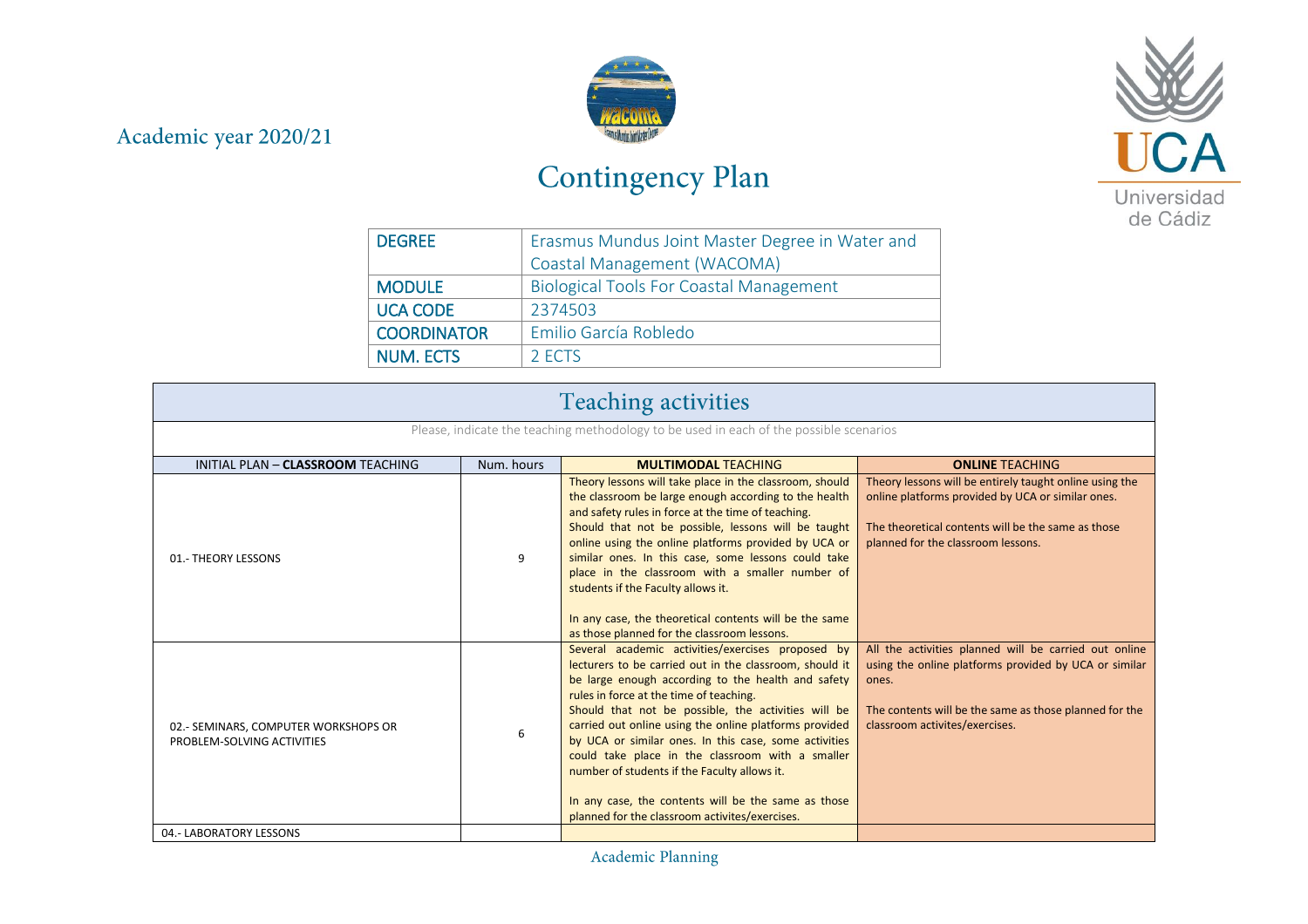Academic year 2020/21

# Contingency Plan

| | |
|---|---|
| DEGREE | Erasmus Mundus Joint Master Degree in Water and Coastal Management (WACOMA) |
| MODULE | Biological Tools For Coastal Management |
| UCA CODE | 2374503 |
| COORDINATOR | Emilio García Robledo |
| NUM. ECTS | 2 ECTS |

## Teaching activities

Please, indicate the teaching methodology to be used in each of the possible scenarios

| INITIAL PLAN – **CLASSROOM** TEACHING | Num. hours | **MULTIMODAL** TEACHING | **ONLINE** TEACHING |
|---|---|---|---|
| 01.- THEORY LESSONS | 9 | Theory lessons will take place in the classroom, should the classroom be large enough according to the health and safety rules in force at the time of teaching.<br>Should that not be possible, lessons will be taught online using the online platforms provided by UCA or similar ones. In this case, some lessons could take place in the classroom with a smaller number of students if the Faculty allows it.<br><br>In any case, the theoretical contents will be the same as those planned for the classroom lessons. | Theory lessons will be entirely taught online using the online platforms provided by UCA or similar ones.<br><br>The theoretical contents will be the same as those planned for the classroom lessons. |
| 02.- SEMINARS, COMPUTER WORKSHOPS OR PROBLEM-SOLVING ACTIVITIES | 6 | Several academic activities/exercises proposed by lecturers to be carried out in the classroom, should it be large enough according to the health and safety rules in force at the time of teaching.<br>Should that not be possible, the activities will be carried out online using the online platforms provided by UCA or similar ones. In this case, some activities could take place in the classroom with a smaller number of students if the Faculty allows it.<br><br>In any case, the contents will be the same as those planned for the classroom activites/exercises. | All the activities planned will be carried out online using the online platforms provided by UCA or similar ones.<br><br>The contents will be the same as those planned for the classroom activites/exercises. |
| 04.- LABORATORY LESSONS | | | |

Academic Planning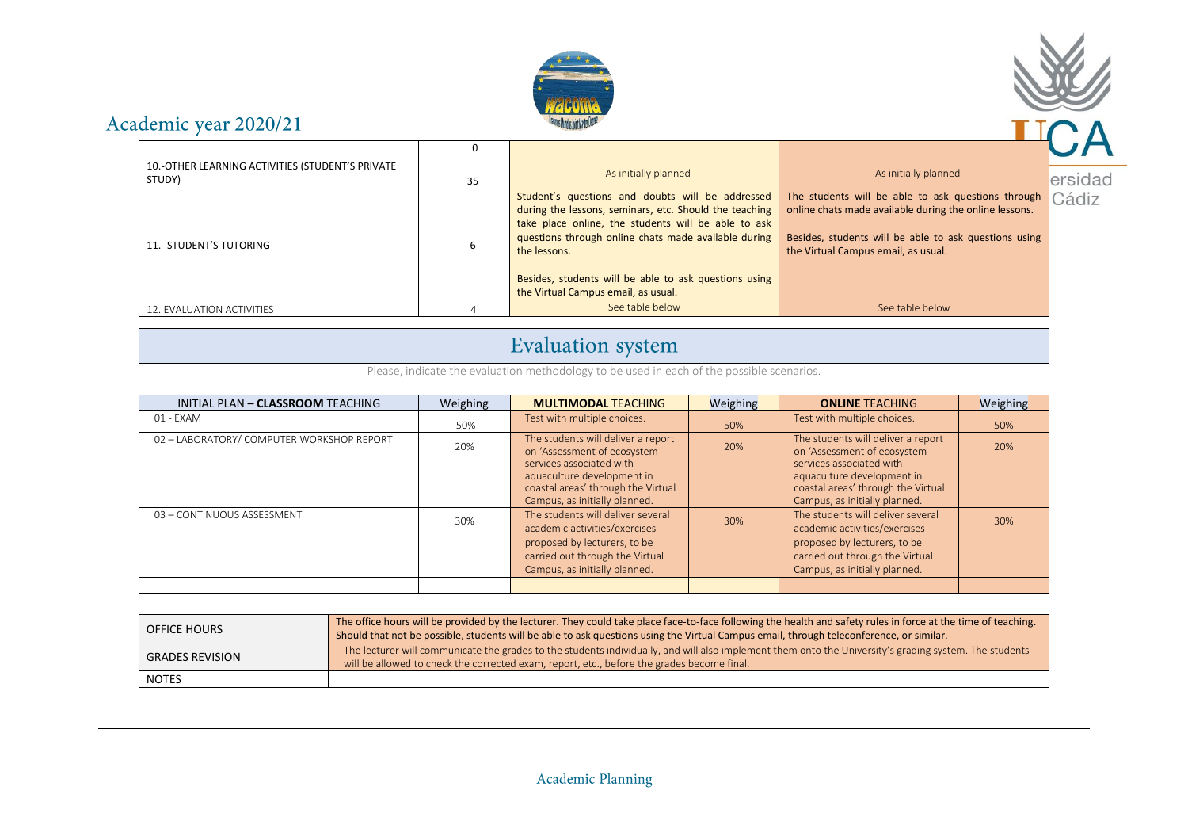| | | | |
|---|---|---|---|
| | 0 | | |
| 10.-OTHER LEARNING ACTIVITIES (STUDENT'S PRIVATE STUDY) | 35 | As initially planned | As initially planned |
| 11.- STUDENT'S TUTORING | 6 | Student's questions and doubts will be addressed during the lessons, seminars, etc. Should the teaching take place online, the students will be able to ask questions through online chats made available during the lessons.<br><br>Besides, students will be able to ask questions using the Virtual Campus email, as usual. | The students will be able to ask questions through online chats made available during the online lessons.<br><br>Besides, students will be able to ask questions using the Virtual Campus email, as usual. |
| 12. EVALUATION ACTIVITIES | 4 | See table below | See table below |

## Evaluation system

Please, indicate the evaluation methodology to be used in each of the possible scenarios.

| INITIAL PLAN – **CLASSROOM** TEACHING | Weighing | **MULTIMODAL** TEACHING | Weighing | **ONLINE** TEACHING | Weighing |
|---|---|---|---|---|---|
| 01 - EXAM | 50% | Test with multiple choices. | 50% | Test with multiple choices. | 50% |
| 02 – LABORATORY/ COMPUTER WORKSHOP REPORT | 20% | The students will deliver a report on 'Assessment of ecosystem services associated with aquaculture development in coastal areas' through the Virtual Campus, as initially planned. | 20% | The students will deliver a report on 'Assessment of ecosystem services associated with aquaculture development in coastal areas' through the Virtual Campus, as initially planned. | 20% |
| 03 – CONTINUOUS ASSESSMENT | 30% | The students will deliver several academic activities/exercises proposed by lecturers, to be carried out through the Virtual Campus, as initially planned. | 30% | The students will deliver several academic activities/exercises proposed by lecturers, to be carried out through the Virtual Campus, as initially planned. | 30% |
| | | | | | |

| | |
|---|---|
| OFFICE HOURS | The office hours will be provided by the lecturer. They could take place face-to-face following the health and safety rules in force at the time of teaching. Should that not be possible, students will be able to ask questions using the Virtual Campus email, through teleconference, or similar. |
| GRADES REVISION | The lecturer will communicate the grades to the students individually, and will also implement them onto the University's grading system. The students will be allowed to check the corrected exam, report, etc., before the grades become final. |
| NOTES | |